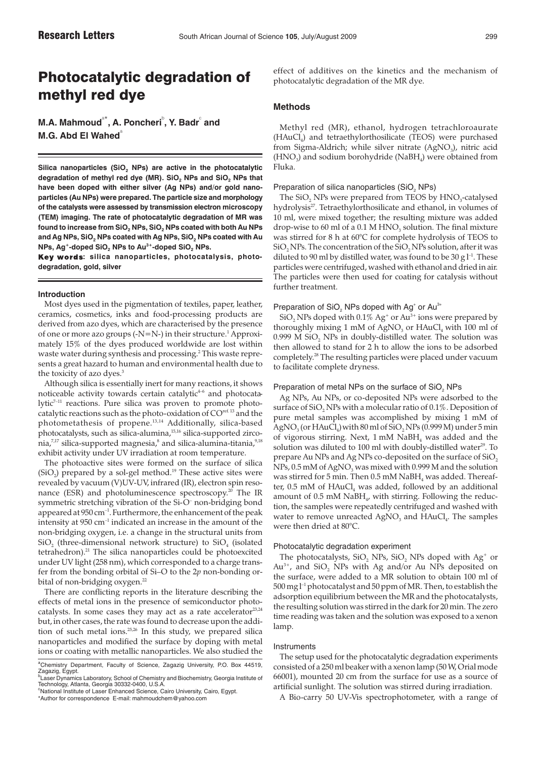# Photocatalytic degradation of methyl red dye

**M.A. Mahmoud[a*], A. Poncheri[b], Y. Badr[c] and M.G. Abd El Wahed[a]**

**Silica nanoparticles ($SiO_2$ NPs) are active in the photocatalytic degradation of methyl red dye (MR). $SiO_2$ NPs and $SiO_2$ NPs that have been doped with either silver (Ag NPs) and/or gold nanoparticles (Au NPs) were prepared. The particle size and morphology of the catalysts were assessed by transmission electron microscopy (TEM) imaging. The rate of photocatalytic degradation of MR was found to increase from $SiO_2$ NPs, $SiO_2$ NPs coated with both Au NPs and Ag NPs, $SiO_2$ NPs coated with Ag NPs, $SiO_2$ NPs coated with Au NPs, $Ag^+$-doped $SiO_2$ NPs to $Au^{3+}$-doped $SiO_2$ NPs.**

**Key words: silica nanoparticles, photocatalysis, photodegradation, gold, silver**

## Introduction

Most dyes used in the pigmentation of textiles, paper, leather, ceramics, cosmetics, inks and food-processing products are derived from azo dyes, which are characterised by the presence of one or more azo groups (-N=N-) in their structure.[1] Approximately 15% of the dyes produced worldwide are lost within waste water during synthesis and processing.[2] This waste represents a great hazard to human and environmental health due to the toxicity of azo dyes.[3]

Although silica is essentially inert for many reactions, it shows noticeable activity towards certain catalytic[4–6] and photocatalytic[7–11] reactions. Pure silica was proven to promote photocatalytic reactions such as the photo-oxidation of CO[ref. 13] and the photometathesis of propene.[13,14] Additionally, silica-based photocatalysts, such as silica-alumina,[15,16] silica-supported zirconia,[7,17] silica-supported magnesia,[8] and silica-alumina-titania,[9,18] exhibit activity under UV irradiation at room temperature.

The photoactive sites were formed on the surface of silica ($SiO_2$) prepared by a sol-gel method.[19] These active sites were revealed by vacuum (V)UV-UV, infrared (IR), electron spin resonance (ESR) and photoluminescence spectroscopy.[20] The IR symmetric stretching vibration of the Si-O⁻ non-bridging bond appeared at 950 cm$^{-1}$. Furthermore, the enhancement of the peak intensity at 950 cm$^{-1}$ indicated an increase in the amount of the non-bridging oxygen, i.e. a change in the structural units from $SiO_2$ (three-dimensional network structure) to $SiO_4$ (isolated tetrahedron).[21] The silica nanoparticles could be photoexcited under UV light (258 nm), which corresponded to a charge transfer from the bonding orbital of Si–O to the 2*p* non-bonding orbital of non-bridging oxygen.[22]

There are conflicting reports in the literature describing the effects of metal ions in the presence of semiconductor photocatalysts. In some cases they may act as a rate accelerator[23,24] but, in other cases, the rate was found to decrease upon the addition of such metal ions.[25,26] In this study, we prepared silica nanoparticles and modified the surface by doping with metal ions or coating with metallic nanoparticles. We also studied the effect of additives on the kinetics and the mechanism of photocatalytic degradation of the MR dye.

## Methods

Methyl red (MR), ethanol, hydrogen tetrachloroaurate ($HAuCl_4$) and tetraethylorthosilicate (TEOS) were purchased from Sigma-Aldrich; while silver nitrate ($AgNO_3$), nitric acid ($HNO_3$) and sodium borohydride ($NaBH_4$) were obtained from Fluka.

### Preparation of silica nanoparticles ($SiO_2$ NPs)

The $SiO_2$ NPs were prepared from TEOS by $HNO_3$-catalysed hydrolysis[27]. Tetraethylorthosilicate and ethanol, in volumes of 10 ml, were mixed together; the resulting mixture was added drop-wise to 60 ml of a 0.1 M $HNO_3$ solution. The final mixture was stirred for 8 h at 60°C for complete hydrolysis of TEOS to $SiO_2$ NPs. The concentration of the $SiO_2$ NPs solution, after it was diluted to 90 ml by distilled water, was found to be 30 g l$^{-1}$. These particles were centrifuged, washed with ethanol and dried in air. The particles were then used for coating for catalysis without further treatment.

### Preparation of $SiO_2$ NPs doped with $Ag^+$ or $Au^{3+}$

$SiO_2$ NPs doped with 0.1% $Ag^+$ or $Au^{3+}$ ions were prepared by thoroughly mixing 1 mM of $AgNO_3$ or $HAuCl_4$ with 100 ml of 0.999 M $SiO_2$ NPs in doubly-distilled water. The solution was then allowed to stand for 2 h to allow the ions to be adsorbed completely.[28] The resulting particles were placed under vacuum to facilitate complete dryness.

### Preparation of metal NPs on the surface of $SiO_2$ NPs

Ag NPs, Au NPs, or co-deposited NPs were adsorbed to the surface of $SiO_2$ NPs with a molecular ratio of 0.1%. Deposition of pure metal samples was accomplished by mixing 1 mM of $AgNO_3$ (or $HAuCl_4$) with 80 ml of $SiO_2$ NPs (0.999 M) under 5 min of vigorous stirring. Next, 1 mM $NaBH_4$ was added and the solution was diluted to 100 ml with doubly-distilled water[29]. To prepare Au NPs and Ag NPs co-deposited on the surface of $SiO_2$ NPs, 0.5 mM of $AgNO_3$ was mixed with 0.999 M and the solution was stirred for 5 min. Then 0.5 mM $NaBH_4$ was added. Thereafter, 0.5 mM of $HAuCl_4$ was added, followed by an additional amount of 0.5 mM $NaBH_4$, with stirring. Following the reduction, the samples were repeatedly centrifuged and washed with water to remove unreacted $AgNO_3$ and $HAuCl_4$. The samples were then dried at 80°C.

### Photocatalytic degradation experiment

The photocatalysts, $SiO_2$ NPs, $SiO_2$ NPs doped with $Ag^+$ or $Au^{3+}$, and $SiO_2$ NPs with Ag and/or Au NPs deposited on the surface, were added to a MR solution to obtain 100 ml of 500 mg l$^{-1}$ photocatalyst and 50 ppm of MR. Then, to establish the adsorption equilibrium between the MR and the photocatalysts, the resulting solution was stirred in the dark for 20 min. The zero time reading was taken and the solution was exposed to a xenon lamp.

### Instruments

The setup used for the photocatalytic degradation experiments consisted of a 250 ml beaker with a xenon lamp (50 W, Orial mode 66001), mounted 20 cm from the surface for use as a source of artificial sunlight. The solution was stirred during irradiation.

A Bio-carry 50 UV-Vis spectrophotometer, with a range of

---

[a]Chemistry Department, Faculty of Science, Zagazig University, P.O. Box 44519, Zagazig, Egypt.
[b]Laser Dynamics Laboratory, School of Chemistry and Biochemistry, Georgia Institute of Technology, Atlanta, Georgia 30332-0400, U.S.A.
[c]National Institute of Laser Enhanced Science, Cairo University, Cairo, Egypt.
*Author for correspondence E-mail: mahmoudchem@yahoo.com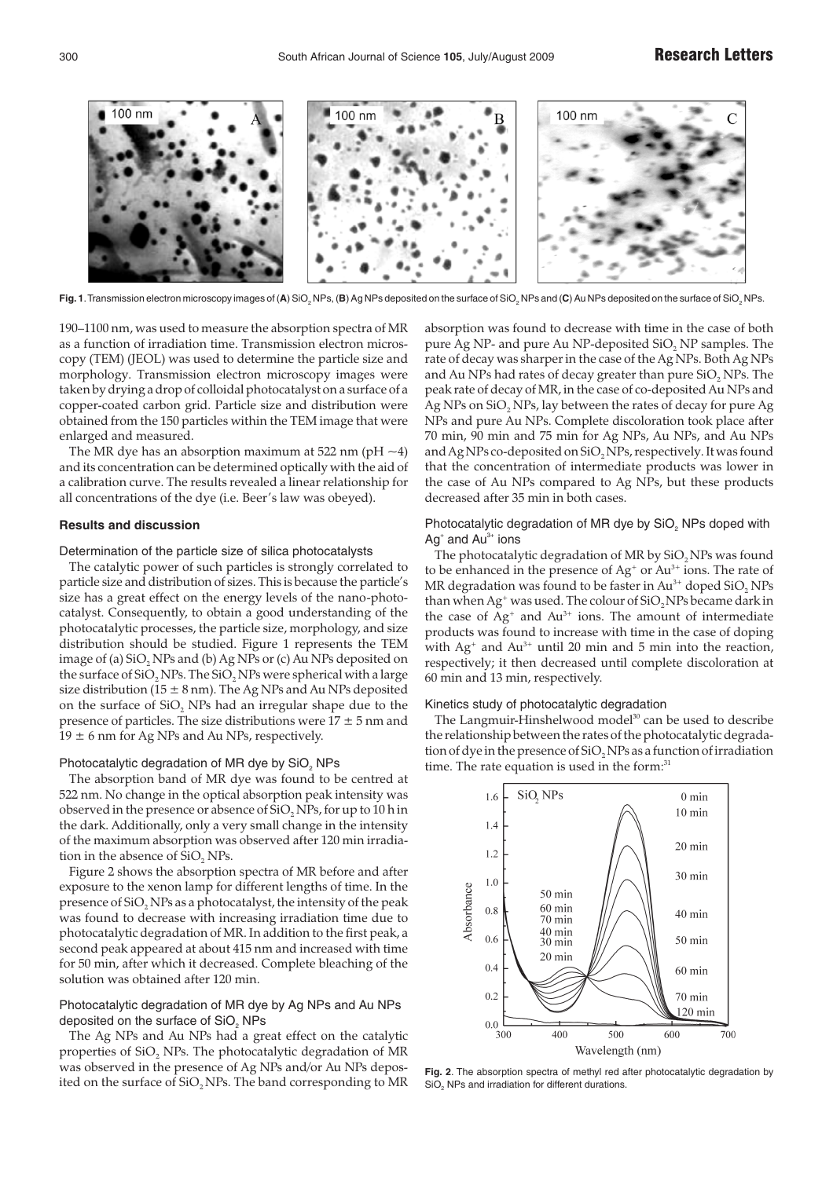Fig. 1. Transmission electron microscopy images of (**A**) $SiO_2$ NPs, (**B**) Ag NPs deposited on the surface of $SiO_2$ NPs and (**C**) Au NPs deposited on the surface of $SiO_2$ NPs.

190–1100 nm, was used to measure the absorption spectra of MR as a function of irradiation time. Transmission electron microscopy (TEM) (JEOL) was used to determine the particle size and morphology. Transmission electron microscopy images were taken by drying a drop of colloidal photocatalyst on a surface of a copper-coated carbon grid. Particle size and distribution were obtained from the 150 particles within the TEM image that were enlarged and measured.

The MR dye has an absorption maximum at 522 nm (pH ~4) and its concentration can be determined optically with the aid of a calibration curve. The results revealed a linear relationship for all concentrations of the dye (i.e. Beer's law was obeyed).

## Results and discussion

### Determination of the particle size of silica photocatalysts

The catalytic power of such particles is strongly correlated to particle size and distribution of sizes. This is because the particle's size has a great effect on the energy levels of the nano-photocatalyst. Consequently, to obtain a good understanding of the photocatalytic processes, the particle size, morphology, and size distribution should be studied. Figure 1 represents the TEM image of (a) $SiO_2$ NPs and (b) Ag NPs or (c) Au NPs deposited on the surface of $SiO_2$ NPs. The $SiO_2$ NPs were spherical with a large size distribution (15 ± 8 nm). The Ag NPs and Au NPs deposited on the surface of $SiO_2$ NPs had an irregular shape due to the presence of particles. The size distributions were 17 ± 5 nm and 19 ± 6 nm for Ag NPs and Au NPs, respectively.

### Photocatalytic degradation of MR dye by $SiO_2$ NPs

The absorption band of MR dye was found to be centred at 522 nm. No change in the optical absorption peak intensity was observed in the presence or absence of $SiO_2$ NPs, for up to 10 h in the dark. Additionally, only a very small change in the intensity of the maximum absorption was observed after 120 min irradiation in the absence of $SiO_2$ NPs.

Figure 2 shows the absorption spectra of MR before and after exposure to the xenon lamp for different lengths of time. In the presence of $SiO_2$ NPs as a photocatalyst, the intensity of the peak was found to decrease with increasing irradiation time due to photocatalytic degradation of MR. In addition to the first peak, a second peak appeared at about 415 nm and increased with time for 50 min, after which it decreased. Complete bleaching of the solution was obtained after 120 min.

### Photocatalytic degradation of MR dye by Ag NPs and Au NPs deposited on the surface of $SiO_2$ NPs

The Ag NPs and Au NPs had a great effect on the catalytic properties of $SiO_2$ NPs. The photocatalytic degradation of MR was observed in the presence of Ag NPs and/or Au NPs deposited on the surface of $SiO_2$ NPs. The band corresponding to MR absorption was found to decrease with time in the case of both pure Ag NP- and pure Au NP-deposited $SiO_2$ NP samples. The rate of decay was sharper in the case of the Ag NPs. Both Ag NPs and Au NPs had rates of decay greater than pure $SiO_2$ NPs. The peak rate of decay of MR, in the case of co-deposited Au NPs and Ag NPs on $SiO_2$ NPs, lay between the rates of decay for pure Ag NPs and pure Au NPs. Complete discoloration took place after 70 min, 90 min and 75 min for Ag NPs, Au NPs, and Au NPs and Ag NPs co-deposited on $SiO_2$ NPs, respectively. It was found that the concentration of intermediate products was lower in the case of Au NPs compared to Ag NPs, but these products decreased after 35 min in both cases.

### Photocatalytic degradation of MR dye by $SiO_2$ NPs doped with $Ag^+$ and $Au^{3+}$ ions

The photocatalytic degradation of MR by $SiO_2$ NPs was found to be enhanced in the presence of $Ag^+$ or $Au^{3+}$ ions. The rate of MR degradation was found to be faster in $Au^{3+}$ doped $SiO_2$ NPs than when $Ag^+$ was used. The colour of $SiO_2$ NPs became dark in the case of $Ag^+$ and $Au^{3+}$ ions. The amount of intermediate products was found to increase with time in the case of doping with $Ag^+$ and $Au^{3+}$ until 20 min and 5 min into the reaction, respectively; it then decreased until complete discoloration at 60 min and 13 min, respectively.

### Kinetics study of photocatalytic degradation

The Langmuir-Hinshelwood model[30] can be used to describe the relationship between the rates of the photocatalytic degradation of dye in the presence of $SiO_2$ NPs as a function of irradiation time. The rate equation is used in the form:[31]

Fig. 2. The absorption spectra of methyl red after photocatalytic degradation by $SiO_2$ NPs and irradiation for different durations.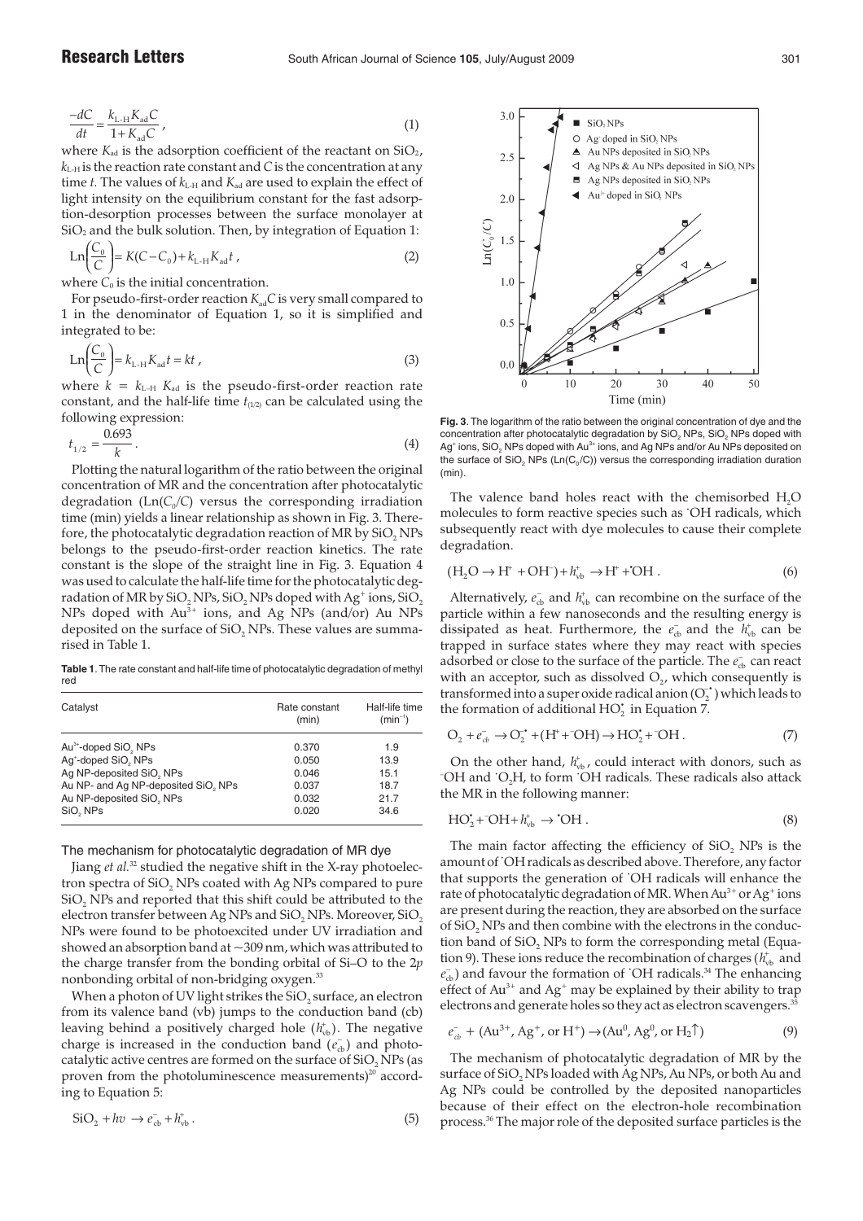$$\frac{-dC}{dt} = \frac{k_{L\text{-}H} K_{ad} C}{1 + K_{ad} C}\,, \quad (1)$$

where $K_{ad}$ is the adsorption coefficient of the reactant on $SiO_2$, $k_{L\text{-}H}$ is the reaction rate constant and $C$ is the concentration at any time $t$. The values of $k_{L\text{-}H}$ and $K_{ad}$ are used to explain the effect of light intensity on the equilibrium constant for the fast adsorption-desorption processes between the surface monolayer at $SiO_2$ and the bulk solution. Then, by integration of Equation 1:

$$\mathrm{Ln}\left(\frac{C_0}{C}\right) = K(C - C_0) + k_{L\text{-}H} K_{ad} t\,, \quad (2)$$

where $C_0$ is the initial concentration.

For pseudo-first-order reaction $K_{ad}C$ is very small compared to 1 in the denominator of Equation 1, so it is simplified and integrated to be:

$$\mathrm{Ln}\left(\frac{C_0}{C}\right) = k_{L\text{-}H} K_{ad} t = kt\,, \quad (3)$$

where $k = k_{L\text{-}H} K_{ad}$ is the pseudo-first-order reaction rate constant, and the half-life time $t_{(1/2)}$ can be calculated using the following expression:

$$t_{1/2} = \frac{0.693}{k}\,. \quad (4)$$

Plotting the natural logarithm of the ratio between the original concentration of MR and the concentration after photocatalytic degradation ($\mathrm{Ln}(C_0/C)$ versus the corresponding irradiation time (min) yields a linear relationship as shown in Fig. 3. Therefore, the photocatalytic degradation reaction of MR by $SiO_2$ NPs belongs to the pseudo-first-order reaction kinetics. The rate constant is the slope of the straight line in Fig. 3. Equation 4 was used to calculate the half-life time for the photocatalytic degradation of MR by $SiO_2$ NPs, $SiO_2$ NPs doped with $Ag^+$ ions, $SiO_2$ NPs doped with $Au^{3+}$ ions, and Ag NPs (and/or) Au NPs deposited on the surface of $SiO_2$ NPs. These values are summarised in Table 1.

**Table 1**. The rate constant and half-life time of photocatalytic degradation of methyl red

| Catalyst | Rate constant (min) | Half-life time ($min^{-1}$) |
|---|---|---|
| $Au^{3+}$-doped $SiO_2$ NPs | 0.370 | 1.9 |
| $Ag^+$-doped $SiO_2$ NPs | 0.050 | 13.9 |
| Ag NP-deposited $SiO_2$ NPs | 0.046 | 15.1 |
| Au NP- and Ag NP-deposited $SiO_2$ NPs | 0.037 | 18.7 |
| Au NP-deposited $SiO_2$ NPs | 0.032 | 21.7 |
| $SiO_2$ NPs | 0.020 | 34.6 |

### The mechanism for photocatalytic degradation of MR dye

Jiang *et al.*[32] studied the negative shift in the X-ray photoelectron spectra of $SiO_2$ NPs coated with Ag NPs compared to pure $SiO_2$ NPs and reported that this shift could be attributed to the electron transfer between Ag NPs and $SiO_2$ NPs. Moreover, $SiO_2$ NPs were found to be photoexcited under UV irradiation and showed an absorption band at ~309 nm, which was attributed to the charge transfer from the bonding orbital of Si–O to the 2*p* nonbonding orbital of non-bridging oxygen.[33]

When a photon of UV light strikes the $SiO_2$ surface, an electron from its valence band (vb) jumps to the conduction band (cb) leaving behind a positively charged hole ($h^+_{vb}$). The negative charge is increased in the conduction band ($e^-_{cb}$) and photocatalytic active centres are formed on the surface of $SiO_2$ NPs (as proven from the photoluminescence measurements)[20] according to Equation 5:

$$SiO_2 + h\nu \rightarrow e^-_{cb} + h^+_{vb}\,. \quad (5)$$

**Fig. 3**. The logarithm of the ratio between the original concentration of dye and the concentration after photocatalytic degradation by $SiO_2$ NPs, $SiO_2$ NPs doped with $Ag^+$ ions, $SiO_2$ NPs doped with $Au^{3+}$ ions, and Ag NPs and/or Au NPs deposited on the surface of $SiO_2$ NPs ($\mathrm{Ln}(C_0/C)$) versus the corresponding irradiation duration (min).

The valence band holes react with the chemisorbed $H_2O$ molecules to form reactive species such as $^{\bullet}OH$ radicals, which subsequently react with dye molecules to cause their complete degradation.

$$(H_2O \rightarrow H^+ + OH^-) + h^+_{vb} \rightarrow H^+ + {}^{\bullet}OH\,. \quad (6)$$

Alternatively, $e^-_{cb}$ and $h^+_{vb}$ can recombine on the surface of the particle within a few nanoseconds and the resulting energy is dissipated as heat. Furthermore, the $e^-_{cb}$ and the $h^+_{vb}$ can be trapped in surface states where they may react with species adsorbed or close to the surface of the particle. The $e^-_{cb}$ can react with an acceptor, such as dissolved $O_2$, which consequently is transformed into a super oxide radical anion ($O_2^{\bullet -}$) which leads to the formation of additional $HO_2^{\bullet}$ in Equation 7.

$$O_2 + e^-_{cb} \rightarrow O_2^{\bullet -} + (H^+ + {}^-OH) \rightarrow HO_2^{\bullet} + {}^-OH\,. \quad (7)$$

On the other hand, $h^+_{vb}$, could interact with donors, such as $^-OH$ and $^{\bullet}O_2H$, to form $^{\bullet}OH$ radicals. These radicals also attack the MR in the following manner:

$$HO_2^{\bullet} + {}^-OH + h^+_{vb} \rightarrow {}^{\bullet}OH\,. \quad (8)$$

The main factor affecting the efficiency of $SiO_2$ NPs is the amount of $^{\bullet}OH$ radicals as described above. Therefore, any factor that supports the generation of $^{\bullet}OH$ radicals will enhance the rate of photocatalytic degradation of MR. When $Au^{3+}$ or $Ag^+$ ions are present during the reaction, they are absorbed on the surface of $SiO_2$ NPs and then combine with the electrons in the conduction band of $SiO_2$ NPs to form the corresponding metal (Equation 9). These ions reduce the recombination of charges ($h^+_{vb}$ and $e^-_{cb}$) and favour the formation of $^{\bullet}OH$ radicals.[34] The enhancing effect of $Au^{3+}$ and $Ag^+$ may be explained by their ability to trap electrons and generate holes so they act as electron scavengers.[35]

$$e^-_{cb} + (Au^{3+}, Ag^+, \text{or } H^+) \rightarrow (Au^0, Ag^0, \text{or } H_2\uparrow) \quad (9)$$

The mechanism of photocatalytic degradation of MR by the surface of $SiO_2$ NPs loaded with Ag NPs, Au NPs, or both Au and Ag NPs could be controlled by the deposited nanoparticles because of their effect on the electron-hole recombination process.[36] The major role of the deposited surface particles is the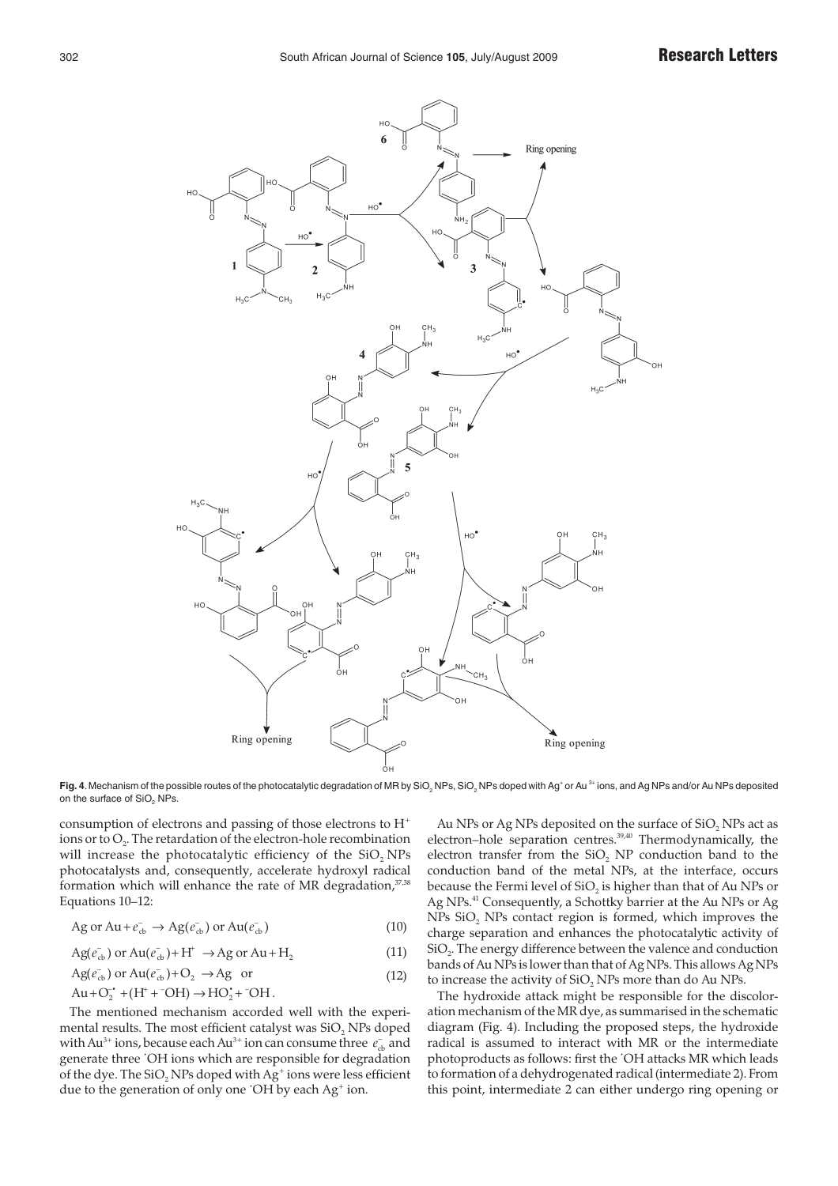**Fig. 4**. Mechanism of the possible routes of the photocatalytic degradation of MR by $SiO_2$ NPs, $SiO_2$ NPs doped with $Ag^+$ or $Au^{3+}$ ions, and Ag NPs and/or Au NPs deposited on the surface of $SiO_2$ NPs.

consumption of electrons and passing of those electrons to $H^+$ ions or to $O_2$. The retardation of the electron-hole recombination will increase the photocatalytic efficiency of the $SiO_2$ NPs photocatalysts and, consequently, accelerate hydroxyl radical formation which will enhance the rate of MR degradation,[37,38] Equations 10–12:

$$\text{Ag or Au} + e^-_{cb} \rightarrow \text{Ag}(e^-_{cb}) \text{ or Au}(e^-_{cb}) \quad (10)$$

$$\text{Ag}(e^-_{cb}) \text{ or Au}(e^-_{cb}) + H^+ \rightarrow \text{Ag or Au} + H_2 \quad (11)$$

$$\text{Ag}(e^-_{cb}) \text{ or Au}(e^-_{cb}) + O_2 \rightarrow \text{Ag} \quad \text{or} \quad (12)$$

$$\text{Au} + O_2^{\bullet} + (H^+ + {}^-OH) \rightarrow HO_2^{\bullet} + {}^-OH.$$

The mentioned mechanism accorded well with the experimental results. The most efficient catalyst was $SiO_2$ NPs doped with $Au^{3+}$ ions, because each $Au^{3+}$ ion can consume three $e^-_{cb}$ and generate three $^{\bullet}OH$ ions which are responsible for degradation of the dye. The $SiO_2$ NPs doped with $Ag^+$ ions were less efficient due to the generation of only one $^{\bullet}OH$ by each $Ag^+$ ion.

Au NPs or Ag NPs deposited on the surface of $SiO_2$ NPs act as electron–hole separation centres.[39,40] Thermodynamically, the electron transfer from the $SiO_2$ NP conduction band to the conduction band of the metal NPs, at the interface, occurs because the Fermi level of $SiO_2$ is higher than that of Au NPs or Ag NPs.[41] Consequently, a Schottky barrier at the Au NPs or Ag NPs $SiO_2$ NPs contact region is formed, which improves the charge separation and enhances the photocatalytic activity of $SiO_2$. The energy difference between the valence and conduction bands of Au NPs is lower than that of Ag NPs. This allows Ag NPs to increase the activity of $SiO_2$ NPs more than do Au NPs.

The hydroxide attack might be responsible for the discoloration mechanism of the MR dye, as summarised in the schematic diagram (Fig. 4). Including the proposed steps, the hydroxide radical is assumed to interact with MR or the intermediate photoproducts as follows: first the $^{\bullet}OH$ attacks MR which leads to formation of a dehydrogenated radical (intermediate 2). From this point, intermediate 2 can either undergo ring opening or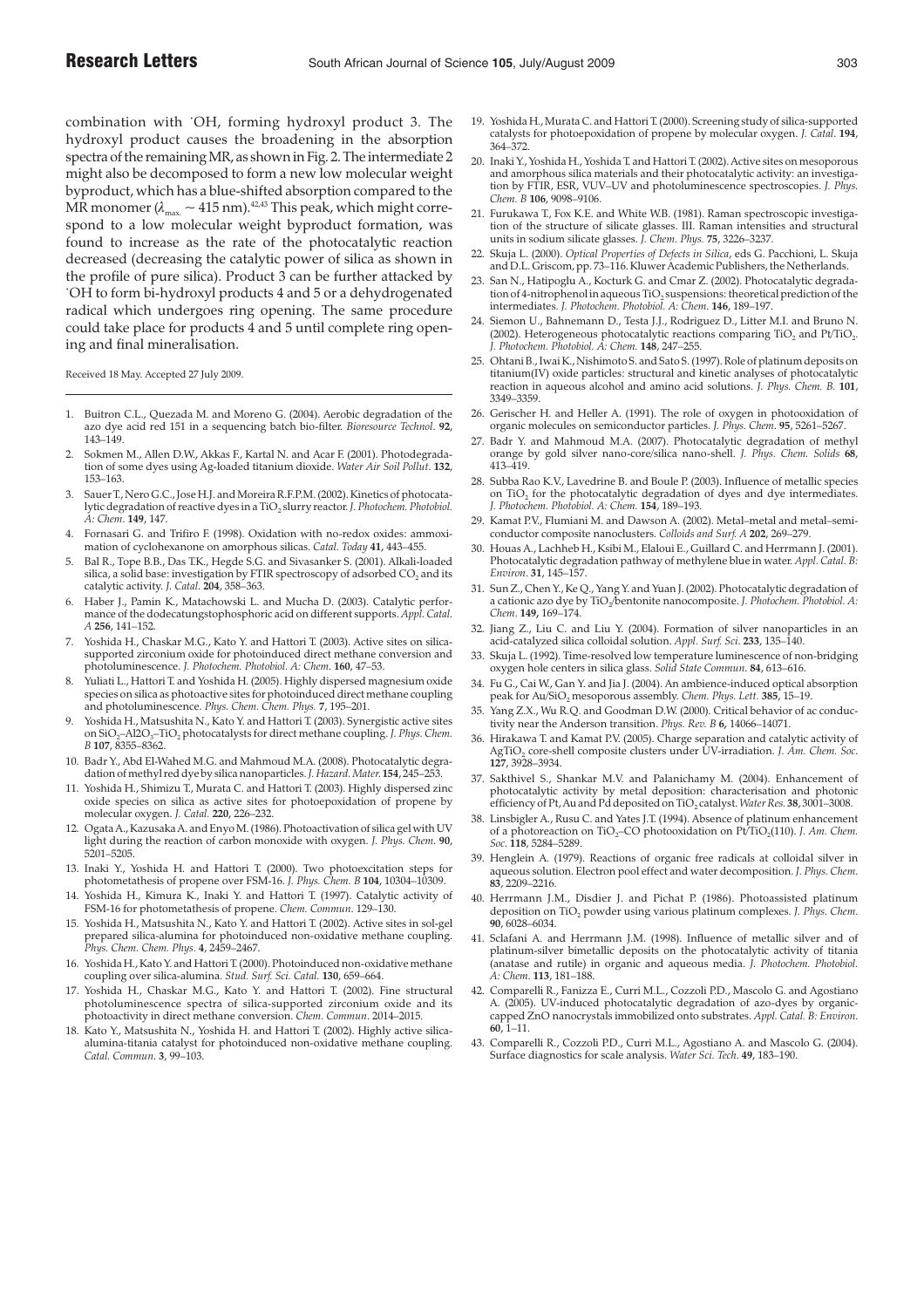combination with ˙OH, forming hydroxyl product 3. The hydroxyl product causes the broadening in the absorption spectra of the remaining MR, as shown in Fig. 2. The intermediate 2 might also be decomposed to form a new low molecular weight byproduct, which has a blue-shifted absorption compared to the MR monomer ($\lambda_{max.} \sim 415$ nm).[42,43] This peak, which might correspond to a low molecular weight byproduct formation, was found to increase as the rate of the photocatalytic reaction decreased (decreasing the catalytic power of silica as shown in the profile of pure silica). Product 3 can be further attacked by ˙OH to form bi-hydroxyl products 4 and 5 or a dehydrogenated radical which undergoes ring opening. The same procedure could take place for products 4 and 5 until complete ring opening and final mineralisation.

Received 18 May. Accepted 27 July 2009.

1. Buitron C.L., Quezada M. and Moreno G. (2004). Aerobic degradation of the azo dye acid red 151 in a sequencing batch bio-filter. *Bioresource Technol*. **92**, 143–149.
2. Sokmen M., Allen D.W., Akkas F., Kartal N. and Acar F. (2001). Photodegradation of some dyes using Ag-loaded titanium dioxide. *Water Air Soil Pollut*. **132**, 153–163.
3. Sauer T., Nero G.C., Jose H.J. and Moreira R.F.P.M. (2002). Kinetics of photocatalytic degradation of reactive dyes in a $TiO_2$ slurry reactor. *J. Photochem. Photobiol. A: Chem*. **149**, 147.
4. Fornasari G. and Trifiro F. (1998). Oxidation with no-redox oxides: ammoximation of cyclohexanone on amorphous silicas. *Catal. Today* **41**, 443–455.
5. Bal R., Tope B.B., Das T.K., Hegde S.G. and Sivasanker S. (2001). Alkali-loaded silica, a solid base: investigation by FTIR spectroscopy of adsorbed $CO_2$ and its catalytic activity. *J. Catal*. **204**, 358–363.
6. Haber J., Pamin K., Matachowski L. and Mucha D. (2003). Catalytic performance of the dodecatungstophosphoric acid on different supports. *Appl. Catal. A* **256**, 141–152.
7. Yoshida H., Chaskar M.G., Kato Y. and Hattori T. (2003). Active sites on silica-supported zirconium oxide for photoinduced direct methane conversion and photoluminescence. *J. Photochem. Photobiol. A: Chem*. **160**, 47–53.
8. Yuliati L., Hattori T. and Yoshida H. (2005). Highly dispersed magnesium oxide species on silica as photoactive sites for photoinduced direct methane coupling and photoluminescence. *Phys. Chem. Chem. Phys*. **7**, 195–201.
9. Yoshida H., Matsushita N., Kato Y. and Hattori T. (2003). Synergistic active sites on $SiO_2$–$Al2O_3$–$TiO_2$ photocatalysts for direct methane coupling. *J. Phys. Chem. B* **107**, 8355–8362.
10. Badr Y., Abd El-Wahed M.G. and Mahmoud M.A. (2008). Photocatalytic degradation of methyl red dye by silica nanoparticles. *J. Hazard. Mater*. **154**, 245–253.
11. Yoshida H., Shimizu T., Murata C. and Hattori T. (2003). Highly dispersed zinc oxide species on silica as active sites for photoepoxidation of propene by molecular oxygen. *J. Catal*. **220**, 226–232.
12. Ogata A., Kazusaka A. and Enyo M. (1986). Photoactivation of silica gel with UV light during the reaction of carbon monoxide with oxygen. *J. Phys. Chem*. **90**, 5201–5205.
13. Inaki Y., Yoshida H. and Hattori T. (2000). Two photoexcitation steps for photometathesis of propene over FSM-16. *J. Phys. Chem. B* **104**, 10304–10309.
14. Yoshida H., Kimura K., Inaki Y. and Hattori T. (1997). Catalytic activity of FSM-16 for photometathesis of propene. *Chem. Commun*. 129–130.
15. Yoshida H., Matsushita N., Kato Y. and Hattori T. (2002). Active sites in sol-gel prepared silica-alumina for photoinduced non-oxidative methane coupling. *Phys. Chem. Chem. Phys*. **4**, 2459–2467.
16. Yoshida H., Kato Y. and Hattori T. (2000). Photoinduced non-oxidative methane coupling over silica-alumina. *Stud. Surf. Sci. Catal*. **130**, 659–664.
17. Yoshida H., Chaskar M.G., Kato Y. and Hattori T. (2002). Fine structural photoluminescence spectra of silica-supported zirconium oxide and its photoactivity in direct methane conversion. *Chem. Commun*. 2014–2015.
18. Kato Y., Matsushita N., Yoshida H. and Hattori T. (2002). Highly active silica-alumina-titania catalyst for photoinduced non-oxidative methane coupling. *Catal. Commun*. **3**, 99–103.
19. Yoshida H., Murata C. and Hattori T. (2000). Screening study of silica-supported catalysts for photoepoxidation of propene by molecular oxygen. *J. Catal*. **194**, 364–372.
20. Inaki Y., Yoshida H., Yoshida T. and Hattori T. (2002). Active sites on mesoporous and amorphous silica materials and their photocatalytic activity: an investigation by FTIR, ESR, VUV–UV and photoluminescence spectroscopies. *J. Phys. Chem. B* **106**, 9098–9106.
21. Furukawa T., Fox K.E. and White W.B. (1981). Raman spectroscopic investigation of the structure of silicate glasses. III. Raman intensities and structural units in sodium silicate glasses. *J. Chem. Phys*. **75**, 3226–3237.
22. Skuja L. (2000). *Optical Properties of Defects in Silica*, eds G. Pacchioni, L. Skuja and D.L. Griscom, pp. 73–116. Kluwer Academic Publishers, the Netherlands.
23. San N., Hatipoglu A., Kocturk G. and Cmar Z. (2002). Photocatalytic degradation of 4-nitrophenol in aqueous $TiO_2$ suspensions: theoretical prediction of the intermediates. *J. Photochem. Photobiol. A: Chem*. **146**, 189–197.
24. Siemon U., Bahnemann D., Testa J.J., Rodriguez D., Litter M.I. and Bruno N. (2002). Heterogeneous photocatalytic reactions comparing $TiO_2$ and $Pt/TiO_2$. *J. Photochem. Photobiol. A: Chem*. **148**, 247–255.
25. Ohtani B., Iwai K., Nishimoto S. and Sato S. (1997). Role of platinum deposits on titanium(IV) oxide particles: structural and kinetic analyses of photocatalytic reaction in aqueous alcohol and amino acid solutions. *J. Phys. Chem. B*. **101**, 3349–3359.
26. Gerischer H. and Heller A. (1991). The role of oxygen in photooxidation of organic molecules on semiconductor particles. *J. Phys. Chem*. **95**, 5261–5267.
27. Badr Y. and Mahmoud M.A. (2007). Photocatalytic degradation of methyl orange by gold silver nano-core/silica nano-shell. *J. Phys. Chem. Solids* **68**, 413–419.
28. Subba Rao K.V., Lavedrine B. and Boule P. (2003). Influence of metallic species on $TiO_2$ for the photocatalytic degradation of dyes and dye intermediates. *J. Photochem. Photobiol. A: Chem*. **154**, 189–193.
29. Kamat P.V., Flumiani M. and Dawson A. (2002). Metal–metal and metal–semiconductor composite nanoclusters. *Colloids and Surf. A* **202**, 269–279.
30. Houas A., Lachheb H., Ksibi M., Elaloui E., Guillard C. and Herrmann J. (2001). Photocatalytic degradation pathway of methylene blue in water. *Appl. Catal. B: Environ*. **31**, 145–157.
31. Sun Z., Chen Y., Ke Q., Yang Y. and Yuan J. (2002). Photocatalytic degradation of a cationic azo dye by $TiO_2$/bentonite nanocomposite. *J. Photochem. Photobiol. A: Chem*. **149**, 169–174.
32. Jiang Z., Liu C. and Liu Y. (2004). Formation of silver nanoparticles in an acid-catalyzed silica colloidal solution. *Appl. Surf. Sci*. **233**, 135–140.
33. Skuja L. (1992). Time-resolved low temperature luminescence of non-bridging oxygen hole centers in silica glass. *Solid State Commun*. **84**, 613–616.
34. Fu G., Cai W., Gan Y. and Jia J. (2004). An ambience-induced optical absorption peak for $Au/SiO_2$ mesoporous assembly. *Chem. Phys. Lett*. **385**, 15–19.
35. Yang Z.X., Wu R.Q. and Goodman D.W. (2000). Critical behavior of ac conductivity near the Anderson transition. *Phys. Rev. B* **6**, 14066–14071.
36. Hirakawa T. and Kamat P.V. (2005). Charge separation and catalytic activity of $AgTiO_2$ core-shell composite clusters under UV-irradiation. *J. Am. Chem. Soc*. **127**, 3928–3934.
37. Sakthivel S., Shankar M.V. and Palanichamy M. (2004). Enhancement of photocatalytic activity by metal deposition: characterisation and photonic efficiency of Pt, Au and Pd deposited on $TiO_2$ catalyst. *Water Res*. **38**, 3001–3008.
38. Linsbigler A., Rusu C. and Yates J.T. (1994). Absence of platinum enhancement of a photoreaction on $TiO_2$–CO photooxidation on $Pt/TiO_2$(110). *J. Am. Chem. Soc*. **118**, 5284–5289.
39. Henglein A. (1979). Reactions of organic free radicals at colloidal silver in aqueous solution. Electron pool effect and water decomposition. *J. Phys. Chem*. **83**, 2209–2216.
40. Herrmann J.M., Disdier J. and Pichat P. (1986). Photoassisted platinum deposition on $TiO_2$ powder using various platinum complexes. *J. Phys. Chem*. **90**, 6028–6034.
41. Sclafani A. and Herrmann J.M. (1998). Influence of metallic silver and of platinum-silver bimetallic deposits on the photocatalytic activity of titania (anatase and rutile) in organic and aqueous media. *J. Photochem. Photobiol. A: Chem*. **113**, 181–188.
42. Comparelli R., Fanizza E., Curri M.L., Cozzoli P.D., Mascolo G. and Agostiano A. (2005). UV-induced photocatalytic degradation of azo-dyes by organic-capped ZnO nanocrystals immobilized onto substrates. *Appl. Catal. B: Environ*. **60**, 1–11.
43. Comparelli R., Cozzoli P.D., Curri M.L., Agostiano A. and Mascolo G. (2004). Surface diagnostics for scale analysis. *Water Sci. Tech*. **49**, 183–190.